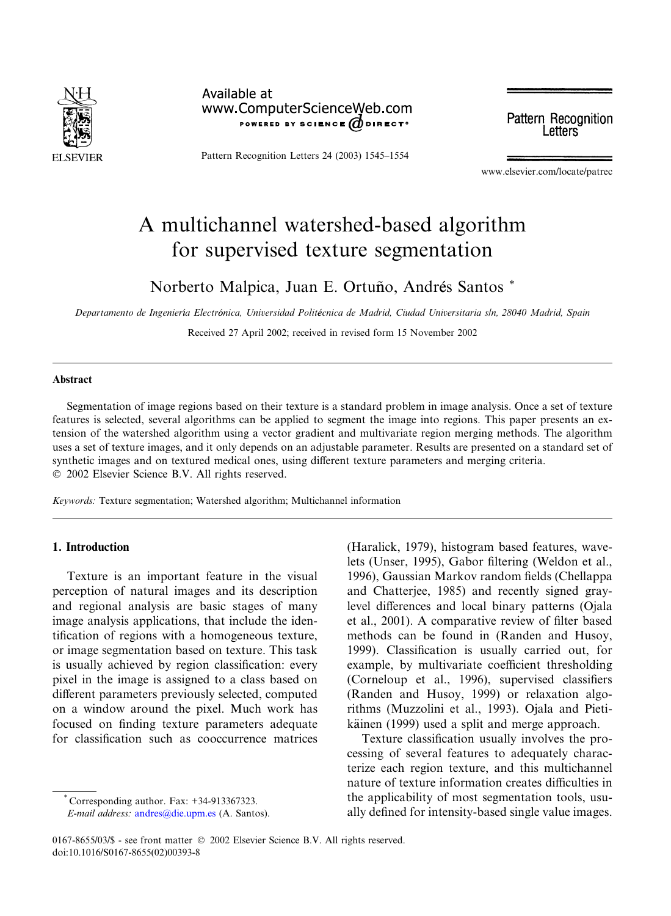# A multichannel watershed-based algorithm for supervised texture segmentation

Norberto Malpica, Juan E. Ortuño, Andrés Santos *

*Departamento de Ingeniería Electrónica, Universidad Politécnica de Madrid, Ciudad Universitaria s/n, 28040 Madrid, Spain*

Received 27 April 2002; received in revised form 15 November 2002

## Abstract

Segmentation of image regions based on their texture is a standard problem in image analysis. Once a set of texture features is selected, several algorithms can be applied to segment the image into regions. This paper presents an extension of the watershed algorithm using a vector gradient and multivariate region merging methods. The algorithm uses a set of texture images, and it only depends on an adjustable parameter. Results are presented on a standard set of synthetic images and on textured medical ones, using different texture parameters and merging criteria.
© 2002 Elsevier Science B.V. All rights reserved.

*Keywords:* Texture segmentation; Watershed algorithm; Multichannel information

## 1. Introduction

Texture is an important feature in the visual perception of natural images and its description and regional analysis are basic stages of many image analysis applications, that include the identification of regions with a homogeneous texture, or image segmentation based on texture. This task is usually achieved by region classification: every pixel in the image is assigned to a class based on different parameters previously selected, computed on a window around the pixel. Much work has focused on finding texture parameters adequate for classification such as cooccurrence matrices (Haralick, 1979), histogram based features, wavelets (Unser, 1995), Gabor filtering (Weldon et al., 1996), Gaussian Markov random fields (Chellappa and Chatterjee, 1985) and recently signed gray-level differences and local binary patterns (Ojala et al., 2001). A comparative review of filter based methods can be found in (Randen and Husoy, 1999). Classification is usually carried out, for example, by multivariate coefficient thresholding (Corneloup et al., 1996), supervised classifiers (Randen and Husoy, 1999) or relaxation algorithms (Muzzolini et al., 1993). Ojala and Pietikäinen (1999) used a split and merge approach.

Texture classification usually involves the processing of several features to adequately characterize each region texture, and this multichannel nature of texture information creates difficulties in the applicability of most segmentation tools, usually defined for intensity-based single value images.

* Corresponding author. Fax: +34-913367323.
*E-mail address:* andres@die.upm.es (A. Santos).

0167-8655/03/$ - see front matter © 2002 Elsevier Science B.V. All rights reserved.
doi:10.1016/S0167-8655(02)00393-8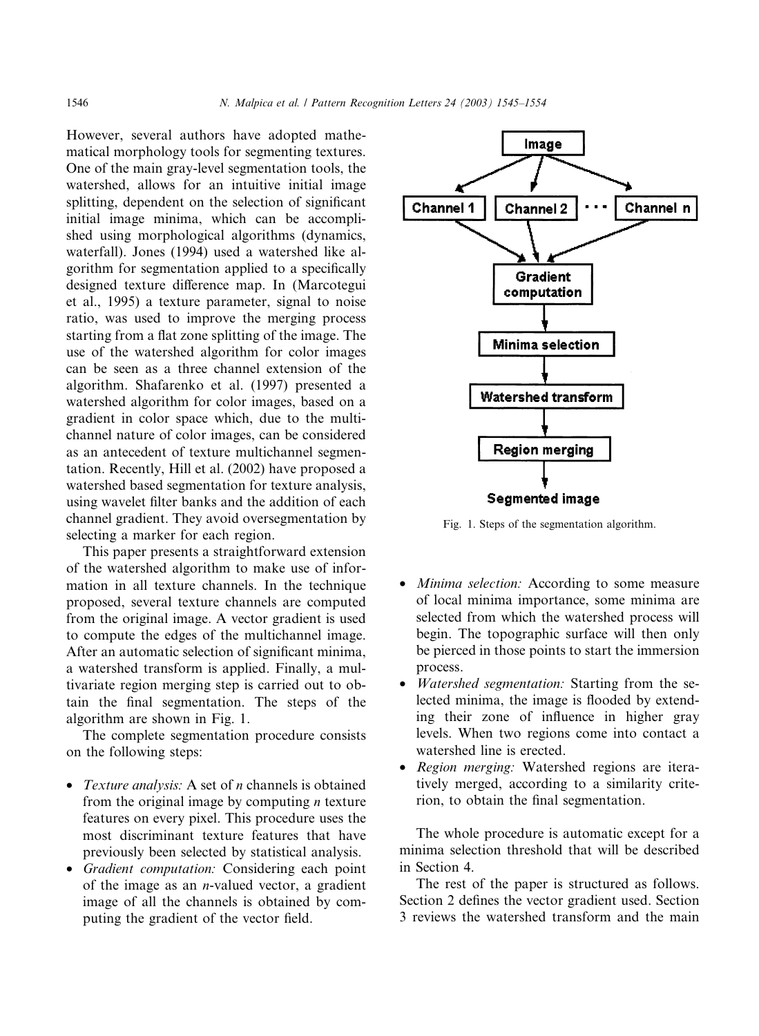However, several authors have adopted mathematical morphology tools for segmenting textures. One of the main gray-level segmentation tools, the watershed, allows for an intuitive initial image splitting, dependent on the selection of significant initial image minima, which can be accomplished using morphological algorithms (dynamics, waterfall). Jones (1994) used a watershed like algorithm for segmentation applied to a specifically designed texture difference map. In (Marcotegui et al., 1995) a texture parameter, signal to noise ratio, was used to improve the merging process starting from a flat zone splitting of the image. The use of the watershed algorithm for color images can be seen as a three channel extension of the algorithm. Shafarenko et al. (1997) presented a watershed algorithm for color images, based on a gradient in color space which, due to the multichannel nature of color images, can be considered as an antecedent of texture multichannel segmentation. Recently, Hill et al. (2002) have proposed a watershed based segmentation for texture analysis, using wavelet filter banks and the addition of each channel gradient. They avoid oversegmentation by selecting a marker for each region.

This paper presents a straightforward extension of the watershed algorithm to make use of information in all texture channels. In the technique proposed, several texture channels are computed from the original image. A vector gradient is used to compute the edges of the multichannel image. After an automatic selection of significant minima, a watershed transform is applied. Finally, a multivariate region merging step is carried out to obtain the final segmentation. The steps of the algorithm are shown in Fig. 1.

The complete segmentation procedure consists on the following steps:

- *Texture analysis:* A set of $n$ channels is obtained from the original image by computing $n$ texture features on every pixel. This procedure uses the most discriminant texture features that have previously been selected by statistical analysis.
- *Gradient computation:* Considering each point of the image as an $n$-valued vector, a gradient image of all the channels is obtained by computing the gradient of the vector field.

Image → Channel 1, Channel 2, ..., Channel n → Gradient computation → Minima selection → Watershed transform → Region merging → Segmented image

Fig. 1. Steps of the segmentation algorithm.

- *Minima selection:* According to some measure of local minima importance, some minima are selected from which the watershed process will begin. The topographic surface will then only be pierced in those points to start the immersion process.
- *Watershed segmentation:* Starting from the selected minima, the image is flooded by extending their zone of influence in higher gray levels. When two regions come into contact a watershed line is erected.
- *Region merging:* Watershed regions are iteratively merged, according to a similarity criterion, to obtain the final segmentation.

The whole procedure is automatic except for a minima selection threshold that will be described in Section 4.

The rest of the paper is structured as follows. Section 2 defines the vector gradient used. Section 3 reviews the watershed transform and the main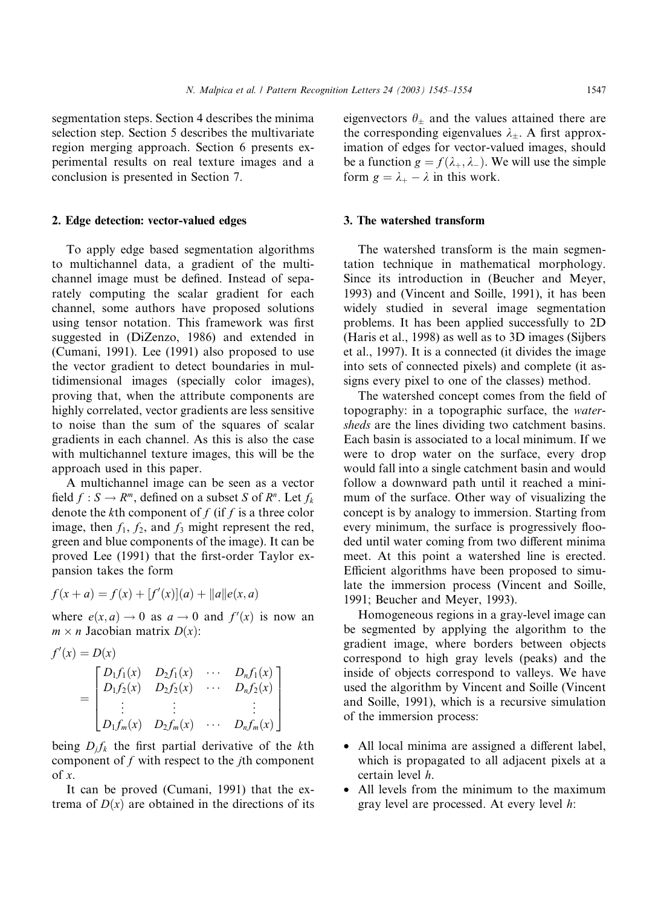segmentation steps. Section 4 describes the minima selection step. Section 5 describes the multivariate region merging approach. Section 6 presents experimental results on real texture images and a conclusion is presented in Section 7.

## 2. Edge detection: vector-valued edges

To apply edge based segmentation algorithms to multichannel data, a gradient of the multichannel image must be defined. Instead of separately computing the scalar gradient for each channel, some authors have proposed solutions using tensor notation. This framework was first suggested in (DiZenzo, 1986) and extended in (Cumani, 1991). Lee (1991) also proposed to use the vector gradient to detect boundaries in multidimensional images (specially color images), proving that, when the attribute components are highly correlated, vector gradients are less sensitive to noise than the sum of the squares of scalar gradients in each channel. As this is also the case with multichannel texture images, this will be the approach used in this paper.

A multichannel image can be seen as a vector field $f : S \rightarrow R^m$, defined on a subset $S$ of $R^n$. Let $f_k$ denote the $k$th component of $f$ (if $f$ is a three color image, then $f_1$, $f_2$, and $f_3$ might represent the red, green and blue components of the image). It can be proved Lee (1991) that the first-order Taylor expansion takes the form

$$f(x + a) = f(x) + [f'(x)](a) + \|a\|e(x, a)$$

where $e(x, a) \rightarrow 0$ as $a \rightarrow 0$ and $f'(x)$ is now an $m \times n$ Jacobian matrix $D(x)$:

$$f'(x) = D(x) = \begin{bmatrix} D_1 f_1(x) & D_2 f_1(x) & \cdots & D_n f_1(x) \\ D_1 f_2(x) & D_2 f_2(x) & \cdots & D_n f_2(x) \\ \vdots & \vdots & & \vdots \\ D_1 f_m(x) & D_2 f_m(x) & \cdots & D_n f_m(x) \end{bmatrix}$$

being $D_j f_k$ the first partial derivative of the $k$th component of $f$ with respect to the $j$th component of $x$.

It can be proved (Cumani, 1991) that the extrema of $D(x)$ are obtained in the directions of its eigenvectors $\theta_{\pm}$ and the values attained there are the corresponding eigenvalues $\lambda_{\pm}$. A first approximation of edges for vector-valued images, should be a function $g = f(\lambda_+, \lambda_-)$. We will use the simple form $g = \lambda_+ - \lambda$ in this work.

## 3. The watershed transform

The watershed transform is the main segmentation technique in mathematical morphology. Since its introduction in (Beucher and Meyer, 1993) and (Vincent and Soille, 1991), it has been widely studied in several image segmentation problems. It has been applied successfully to 2D (Haris et al., 1998) as well as to 3D images (Sijbers et al., 1997). It is a connected (it divides the image into sets of connected pixels) and complete (it assigns every pixel to one of the classes) method.

The watershed concept comes from the field of topography: in a topographic surface, the *watersheds* are the lines dividing two catchment basins. Each basin is associated to a local minimum. If we were to drop water on the surface, every drop would fall into a single catchment basin and would follow a downward path until it reached a minimum of the surface. Other way of visualizing the concept is by analogy to immersion. Starting from every minimum, the surface is progressively flooded until water coming from two different minima meet. At this point a watershed line is erected. Efficient algorithms have been proposed to simulate the immersion process (Vincent and Soille, 1991; Beucher and Meyer, 1993).

Homogeneous regions in a gray-level image can be segmented by applying the algorithm to the gradient image, where borders between objects correspond to high gray levels (peaks) and the inside of objects correspond to valleys. We have used the algorithm by Vincent and Soille (Vincent and Soille, 1991), which is a recursive simulation of the immersion process:

- All local minima are assigned a different label, which is propagated to all adjacent pixels at a certain level $h$.
- All levels from the minimum to the maximum gray level are processed. At every level $h$: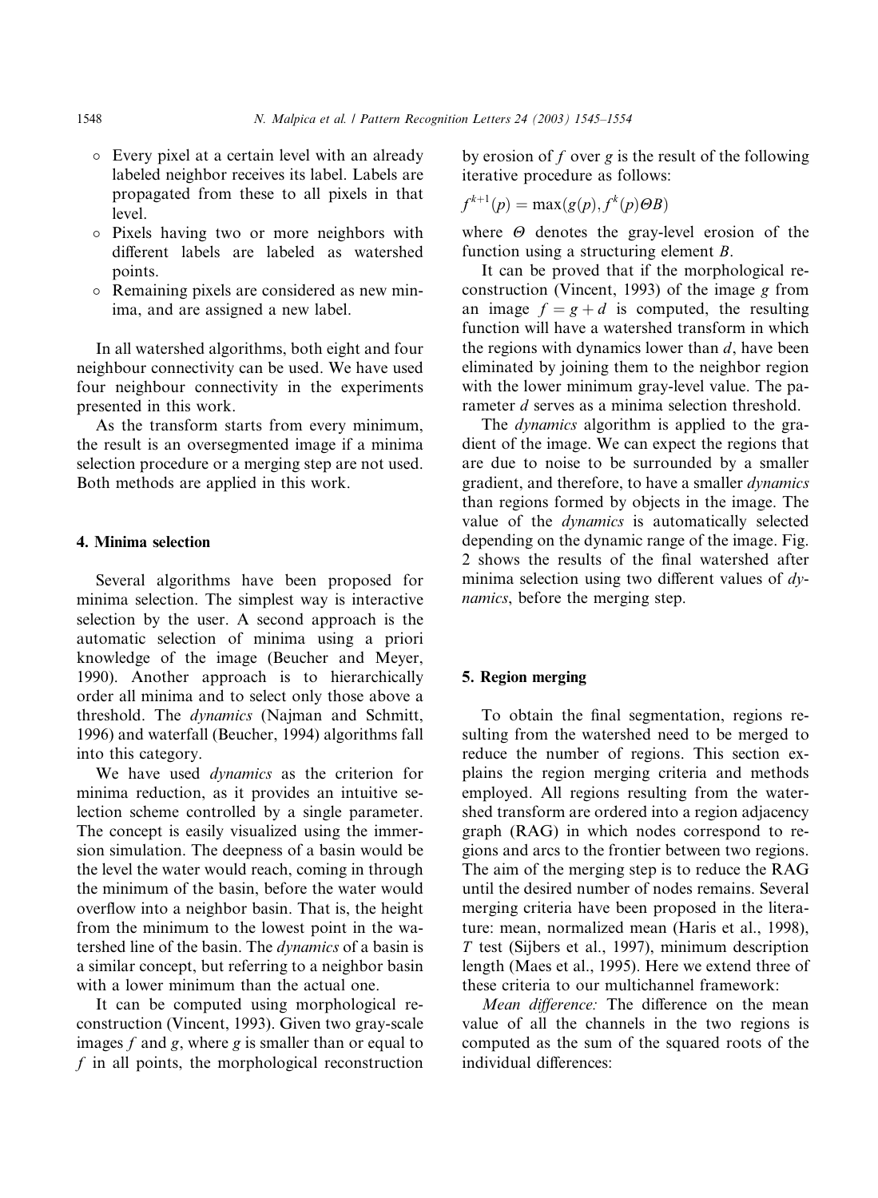- Every pixel at a certain level with an already labeled neighbor receives its label. Labels are propagated from these to all pixels in that level.
- Pixels having two or more neighbors with different labels are labeled as watershed points.
- Remaining pixels are considered as new minima, and are assigned a new label.

In all watershed algorithms, both eight and four neighbour connectivity can be used. We have used four neighbour connectivity in the experiments presented in this work.

As the transform starts from every minimum, the result is an oversegmented image if a minima selection procedure or a merging step are not used. Both methods are applied in this work.

## 4. Minima selection

Several algorithms have been proposed for minima selection. The simplest way is interactive selection by the user. A second approach is the automatic selection of minima using a priori knowledge of the image (Beucher and Meyer, 1990). Another approach is to hierarchically order all minima and to select only those above a threshold. The *dynamics* (Najman and Schmitt, 1996) and waterfall (Beucher, 1994) algorithms fall into this category.

We have used *dynamics* as the criterion for minima reduction, as it provides an intuitive selection scheme controlled by a single parameter. The concept is easily visualized using the immersion simulation. The deepness of a basin would be the level the water would reach, coming in through the minimum of the basin, before the water would overflow into a neighbor basin. That is, the height from the minimum to the lowest point in the watershed line of the basin. The *dynamics* of a basin is a similar concept, but referring to a neighbor basin with a lower minimum than the actual one.

It can be computed using morphological reconstruction (Vincent, 1993). Given two gray-scale images $f$ and $g$, where $g$ is smaller than or equal to $f$ in all points, the morphological reconstruction by erosion of $f$ over $g$ is the result of the following iterative procedure as follows:

$$f^{k+1}(p) = \max(g(p), f^k(p)\Theta B)$$

where $\Theta$ denotes the gray-level erosion of the function using a structuring element $B$.

It can be proved that if the morphological reconstruction (Vincent, 1993) of the image $g$ from an image $f = g + d$ is computed, the resulting function will have a watershed transform in which the regions with dynamics lower than $d$, have been eliminated by joining them to the neighbor region with the lower minimum gray-level value. The parameter $d$ serves as a minima selection threshold.

The *dynamics* algorithm is applied to the gradient of the image. We can expect the regions that are due to noise to be surrounded by a smaller gradient, and therefore, to have a smaller *dynamics* than regions formed by objects in the image. The value of the *dynamics* is automatically selected depending on the dynamic range of the image. Fig. 2 shows the results of the final watershed after minima selection using two different values of *dynamics*, before the merging step.

## 5. Region merging

To obtain the final segmentation, regions resulting from the watershed need to be merged to reduce the number of regions. This section explains the region merging criteria and methods employed. All regions resulting from the watershed transform are ordered into a region adjacency graph (RAG) in which nodes correspond to regions and arcs to the frontier between two regions. The aim of the merging step is to reduce the RAG until the desired number of nodes remains. Several merging criteria have been proposed in the literature: mean, normalized mean (Haris et al., 1998), $T$ test (Sijbers et al., 1997), minimum description length (Maes et al., 1995). Here we extend three of these criteria to our multichannel framework:

*Mean difference:* The difference on the mean value of all the channels in the two regions is computed as the sum of the squared roots of the individual differences: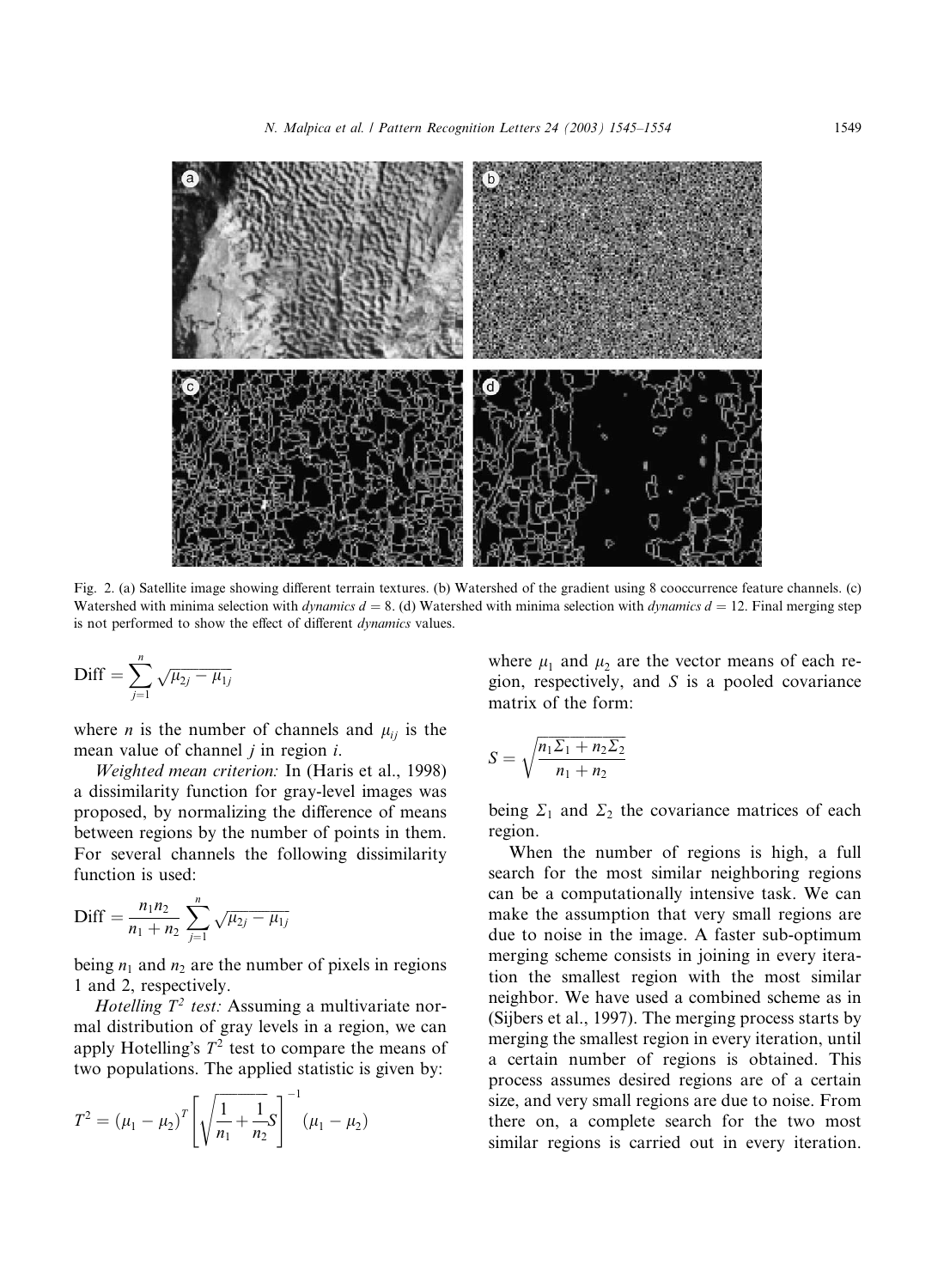Fig. 2. (a) Satellite image showing different terrain textures. (b) Watershed of the gradient using 8 cooccurrence feature channels. (c) Watershed with minima selection with *dynamics* $d = 8$. (d) Watershed with minima selection with *dynamics* $d = 12$. Final merging step is not performed to show the effect of different *dynamics* values.

$$\text{Diff} = \sum_{j=1}^{n} \sqrt{\mu_{2j} - \mu_{1j}}$$

where $n$ is the number of channels and $\mu_{ij}$ is the mean value of channel $j$ in region $i$.

*Weighted mean criterion:* In (Haris et al., 1998) a dissimilarity function for gray-level images was proposed, by normalizing the difference of means between regions by the number of points in them. For several channels the following dissimilarity function is used:

$$\text{Diff} = \frac{n_1 n_2}{n_1 + n_2} \sum_{j=1}^{n} \sqrt{\mu_{2j} - \mu_{1j}}$$

being $n_1$ and $n_2$ are the number of pixels in regions 1 and 2, respectively.

*Hotelling $T^2$ test:* Assuming a multivariate normal distribution of gray levels in a region, we can apply Hotelling's $T^2$ test to compare the means of two populations. The applied statistic is given by:

$$T^2 = (\mu_1 - \mu_2)^T \left[ \sqrt{\frac{1}{n_1} + \frac{1}{n_2}} S \right]^{-1} (\mu_1 - \mu_2)$$

where $\mu_1$ and $\mu_2$ are the vector means of each region, respectively, and $S$ is a pooled covariance matrix of the form:

$$S = \sqrt{\frac{n_1 \Sigma_1 + n_2 \Sigma_2}{n_1 + n_2}}$$

being $\Sigma_1$ and $\Sigma_2$ the covariance matrices of each region.

When the number of regions is high, a full search for the most similar neighboring regions can be a computationally intensive task. We can make the assumption that very small regions are due to noise in the image. A faster sub-optimum merging scheme consists in joining in every iteration the smallest region with the most similar neighbor. We have used a combined scheme as in (Sijbers et al., 1997). The merging process starts by merging the smallest region in every iteration, until a certain number of regions is obtained. This process assumes desired regions are of a certain size, and very small regions are due to noise. From there on, a complete search for the two most similar regions is carried out in every iteration.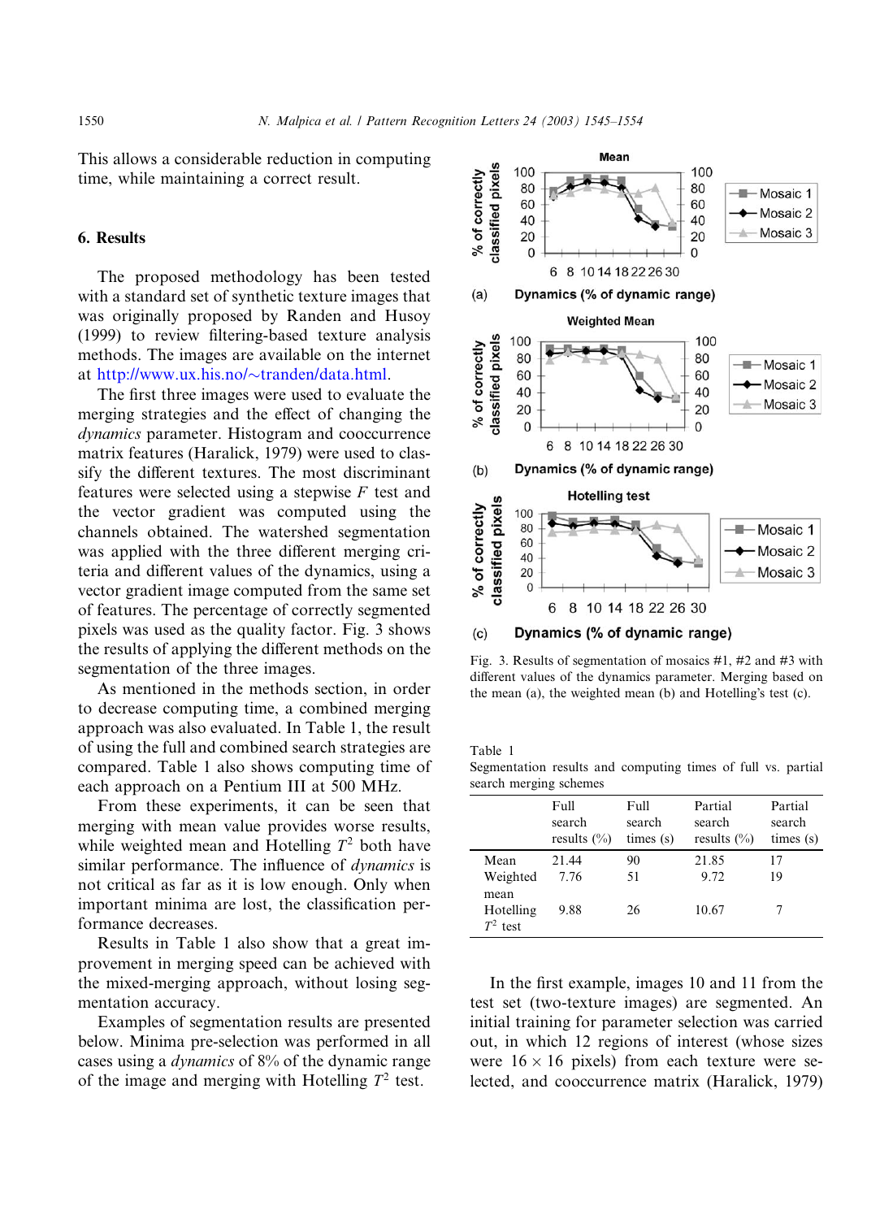This allows a considerable reduction in computing time, while maintaining a correct result.

## 6. Results

The proposed methodology has been tested with a standard set of synthetic texture images that was originally proposed by Randen and Husoy (1999) to review filtering-based texture analysis methods. The images are available on the internet at http://www.ux.his.no/~tranden/data.html.

The first three images were used to evaluate the merging strategies and the effect of changing the *dynamics* parameter. Histogram and cooccurrence matrix features (Haralick, 1979) were used to classify the different textures. The most discriminant features were selected using a stepwise $F$ test and the vector gradient was computed using the channels obtained. The watershed segmentation was applied with the three different merging criteria and different values of the dynamics, using a vector gradient image computed from the same set of features. The percentage of correctly segmented pixels was used as the quality factor. Fig. 3 shows the results of applying the different methods on the segmentation of the three images.

As mentioned in the methods section, in order to decrease computing time, a combined merging approach was also evaluated. In Table 1, the result of using the full and combined search strategies are compared. Table 1 also shows computing time of each approach on a Pentium III at 500 MHz.

From these experiments, it can be seen that merging with mean value provides worse results, while weighted mean and Hotelling $T^2$ both have similar performance. The influence of *dynamics* is not critical as far as it is low enough. Only when important minima are lost, the classification performance decreases.

Results in Table 1 also show that a great improvement in merging speed can be achieved with the mixed-merging approach, without losing segmentation accuracy.

Examples of segmentation results are presented below. Minima pre-selection was performed in all cases using a *dynamics* of 8% of the dynamic range of the image and merging with Hotelling $T^2$ test.

Fig. 3. Results of segmentation of mosaics #1, #2 and #3 with different values of the dynamics parameter. Merging based on the mean (a), the weighted mean (b) and Hotelling's test (c).

Table 1
Segmentation results and computing times of full vs. partial search merging schemes

| | Full search results (%) | Full search times (s) | Partial search results (%) | Partial search times (s) |
|---|---|---|---|---|
| Mean | 21.44 | 90 | 21.85 | 17 |
| Weighted mean | 7.76 | 51 | 9.72 | 19 |
| Hotelling $T^2$ test | 9.88 | 26 | 10.67 | 7 |

In the first example, images 10 and 11 from the test set (two-texture images) are segmented. An initial training for parameter selection was carried out, in which 12 regions of interest (whose sizes were $16 \times 16$ pixels) from each texture were selected, and cooccurrence matrix (Haralick, 1979)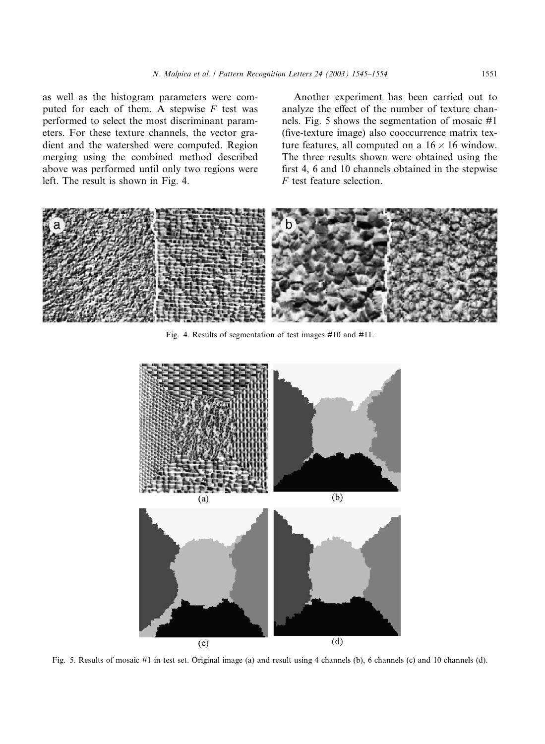as well as the histogram parameters were computed for each of them. A stepwise $F$ test was performed to select the most discriminant parameters. For these texture channels, the vector gradient and the watershed were computed. Region merging using the combined method described above was performed until only two regions were left. The result is shown in Fig. 4.

Another experiment has been carried out to analyze the effect of the number of texture channels. Fig. 5 shows the segmentation of mosaic #1 (five-texture image) also cooccurrence matrix texture features, all computed on a $16 \times 16$ window. The three results shown were obtained using the first 4, 6 and 10 channels obtained in the stepwise $F$ test feature selection.

Fig. 4. Results of segmentation of test images #10 and #11.

Fig. 5. Results of mosaic #1 in test set. Original image (a) and result using 4 channels (b), 6 channels (c) and 10 channels (d).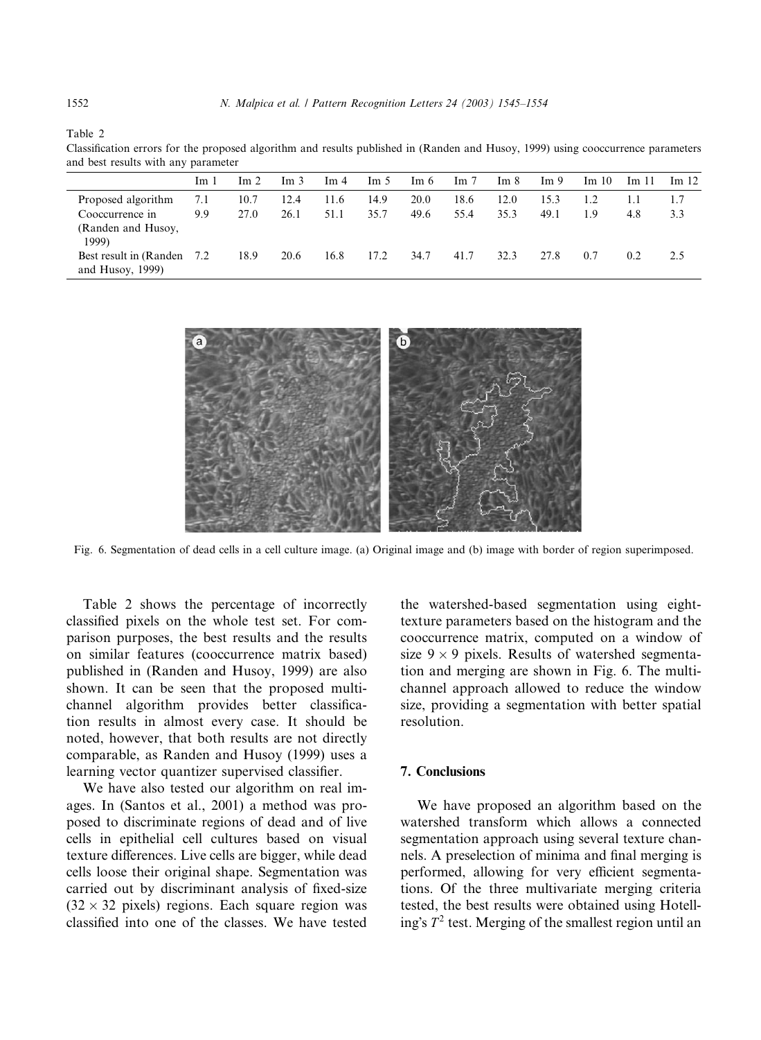Table 2
Classification errors for the proposed algorithm and results published in (Randen and Husoy, 1999) using cooccurrence parameters and best results with any parameter

| | Im 1 | Im 2 | Im 3 | Im 4 | Im 5 | Im 6 | Im 7 | Im 8 | Im 9 | Im 10 | Im 11 | Im 12 |
|---|---|---|---|---|---|---|---|---|---|---|---|---|
| Proposed algorithm | 7.1 | 10.7 | 12.4 | 11.6 | 14.9 | 20.0 | 18.6 | 12.0 | 15.3 | 1.2 | 1.1 | 1.7 |
| Cooccurrence in (Randen and Husoy, 1999) | 9.9 | 27.0 | 26.1 | 51.1 | 35.7 | 49.6 | 55.4 | 35.3 | 49.1 | 1.9 | 4.8 | 3.3 |
| Best result in (Randen and Husoy, 1999) | 7.2 | 18.9 | 20.6 | 16.8 | 17.2 | 34.7 | 41.7 | 32.3 | 27.8 | 0.7 | 0.2 | 2.5 |

Fig. 6. Segmentation of dead cells in a cell culture image. (a) Original image and (b) image with border of region superimposed.

Table 2 shows the percentage of incorrectly classified pixels on the whole test set. For comparison purposes, the best results and the results on similar features (cooccurrence matrix based) published in (Randen and Husoy, 1999) are also shown. It can be seen that the proposed multichannel algorithm provides better classification results in almost every case. It should be noted, however, that both results are not directly comparable, as Randen and Husoy (1999) uses a learning vector quantizer supervised classifier.

We have also tested our algorithm on real images. In (Santos et al., 2001) a method was proposed to discriminate regions of dead and of live cells in epithelial cell cultures based on visual texture differences. Live cells are bigger, while dead cells loose their original shape. Segmentation was carried out by discriminant analysis of fixed-size ($32 \times 32$ pixels) regions. Each square region was classified into one of the classes. We have tested the watershed-based segmentation using eight-texture parameters based on the histogram and the cooccurrence matrix, computed on a window of size $9 \times 9$ pixels. Results of watershed segmentation and merging are shown in Fig. 6. The multichannel approach allowed to reduce the window size, providing a segmentation with better spatial resolution.

## 7. Conclusions

We have proposed an algorithm based on the watershed transform which allows a connected segmentation approach using several texture channels. A preselection of minima and final merging is performed, allowing for very efficient segmentations. Of the three multivariate merging criteria tested, the best results were obtained using Hotelling's $T^2$ test. Merging of the smallest region until an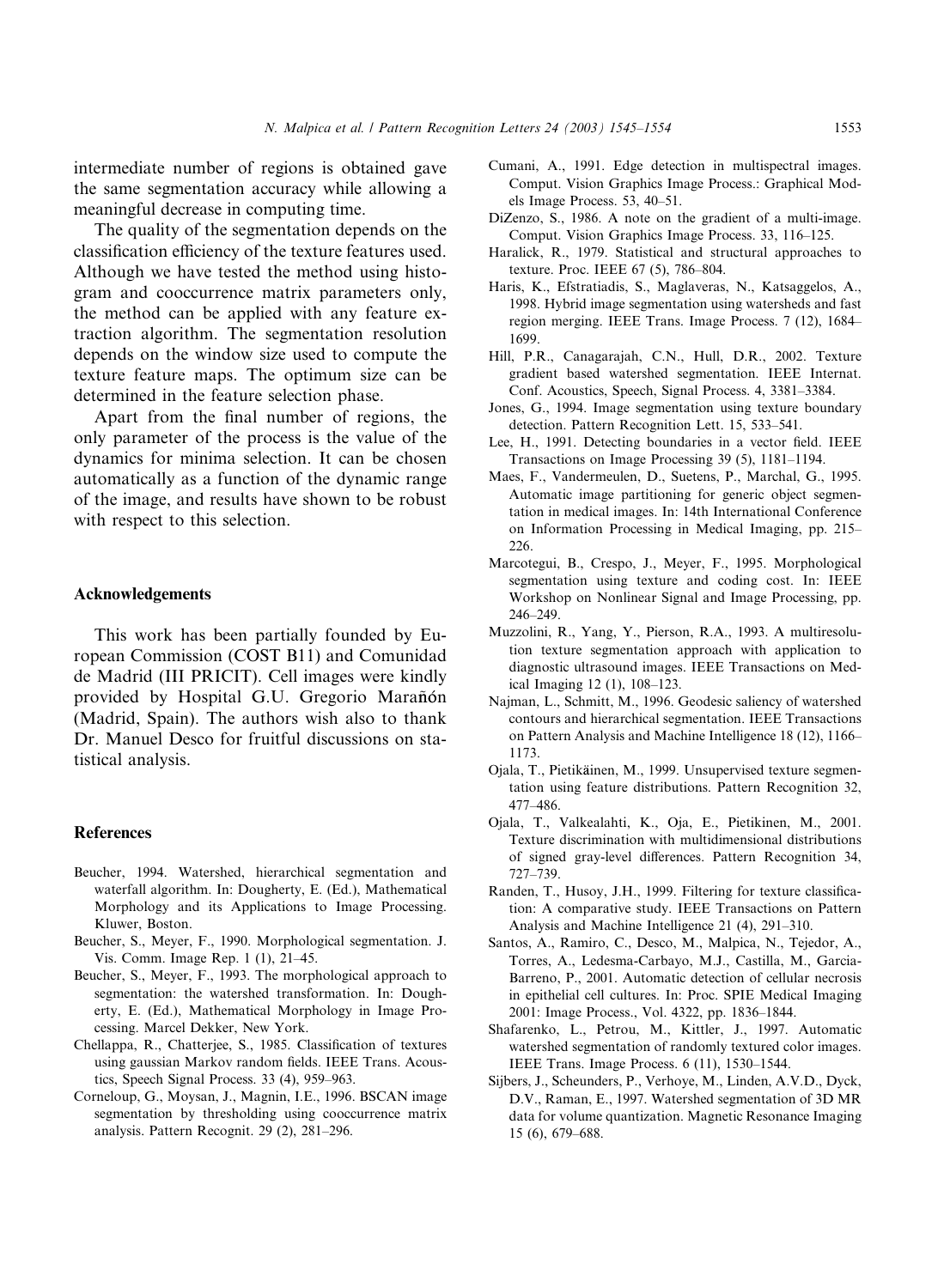intermediate number of regions is obtained gave the same segmentation accuracy while allowing a meaningful decrease in computing time.

The quality of the segmentation depends on the classification efficiency of the texture features used. Although we have tested the method using histogram and cooccurrence matrix parameters only, the method can be applied with any feature extraction algorithm. The segmentation resolution depends on the window size used to compute the texture feature maps. The optimum size can be determined in the feature selection phase.

Apart from the final number of regions, the only parameter of the process is the value of the dynamics for minima selection. It can be chosen automatically as a function of the dynamic range of the image, and results have shown to be robust with respect to this selection.

## Acknowledgements

This work has been partially founded by European Commission (COST B11) and Comunidad de Madrid (III PRICIT). Cell images were kindly provided by Hospital G.U. Gregorio Marañón (Madrid, Spain). The authors wish also to thank Dr. Manuel Desco for fruitful discussions on statistical analysis.

## References

Beucher, 1994. Watershed, hierarchical segmentation and waterfall algorithm. In: Dougherty, E. (Ed.), Mathematical Morphology and its Applications to Image Processing. Kluwer, Boston.

Beucher, S., Meyer, F., 1990. Morphological segmentation. J. Vis. Comm. Image Rep. 1 (1), 21–45.

Beucher, S., Meyer, F., 1993. The morphological approach to segmentation: the watershed transformation. In: Dougherty, E. (Ed.), Mathematical Morphology in Image Processing. Marcel Dekker, New York.

Chellappa, R., Chatterjee, S., 1985. Classification of textures using gaussian Markov random fields. IEEE Trans. Acoustics, Speech Signal Process. 33 (4), 959–963.

Corneloup, G., Moysan, J., Magnin, I.E., 1996. BSCAN image segmentation by thresholding using cooccurrence matrix analysis. Pattern Recognit. 29 (2), 281–296.

Cumani, A., 1991. Edge detection in multispectral images. Comput. Vision Graphics Image Process.: Graphical Models Image Process. 53, 40–51.

DiZenzo, S., 1986. A note on the gradient of a multi-image. Comput. Vision Graphics Image Process. 33, 116–125.

Haralick, R., 1979. Statistical and structural approaches to texture. Proc. IEEE 67 (5), 786–804.

Haris, K., Efstratiadis, S., Maglaveras, N., Katsaggelos, A., 1998. Hybrid image segmentation using watersheds and fast region merging. IEEE Trans. Image Process. 7 (12), 1684–1699.

Hill, P.R., Canagarajah, C.N., Hull, D.R., 2002. Texture gradient based watershed segmentation. IEEE Internat. Conf. Acoustics, Speech, Signal Process. 4, 3381–3384.

Jones, G., 1994. Image segmentation using texture boundary detection. Pattern Recognition Lett. 15, 533–541.

Lee, H., 1991. Detecting boundaries in a vector field. IEEE Transactions on Image Processing 39 (5), 1181–1194.

Maes, F., Vandermeulen, D., Suetens, P., Marchal, G., 1995. Automatic image partitioning for generic object segmentation in medical images. In: 14th International Conference on Information Processing in Medical Imaging, pp. 215–226.

Marcotegui, B., Crespo, J., Meyer, F., 1995. Morphological segmentation using texture and coding cost. In: IEEE Workshop on Nonlinear Signal and Image Processing, pp. 246–249.

Muzzolini, R., Yang, Y., Pierson, R.A., 1993. A multiresolution texture segmentation approach with application to diagnostic ultrasound images. IEEE Transactions on Medical Imaging 12 (1), 108–123.

Najman, L., Schmitt, M., 1996. Geodesic saliency of watershed contours and hierarchical segmentation. IEEE Transactions on Pattern Analysis and Machine Intelligence 18 (12), 1166–1173.

Ojala, T., Pietikäinen, M., 1999. Unsupervised texture segmentation using feature distributions. Pattern Recognition 32, 477–486.

Ojala, T., Valkealahti, K., Oja, E., Pietikinen, M., 2001. Texture discrimination with multidimensional distributions of signed gray-level differences. Pattern Recognition 34, 727–739.

Randen, T., Husoy, J.H., 1999. Filtering for texture classification: A comparative study. IEEE Transactions on Pattern Analysis and Machine Intelligence 21 (4), 291–310.

Santos, A., Ramiro, C., Desco, M., Malpica, N., Tejedor, A., Torres, A., Ledesma-Carbayo, M.J., Castilla, M., Garcia-Barreno, P., 2001. Automatic detection of cellular necrosis in epithelial cell cultures. In: Proc. SPIE Medical Imaging 2001: Image Process., Vol. 4322, pp. 1836–1844.

Shafarenko, L., Petrou, M., Kittler, J., 1997. Automatic watershed segmentation of randomly textured color images. IEEE Trans. Image Process. 6 (11), 1530–1544.

Sijbers, J., Scheunders, P., Verhoye, M., Linden, A.V.D., Dyck, D.V., Raman, E., 1997. Watershed segmentation of 3D MR data for volume quantization. Magnetic Resonance Imaging 15 (6), 679–688.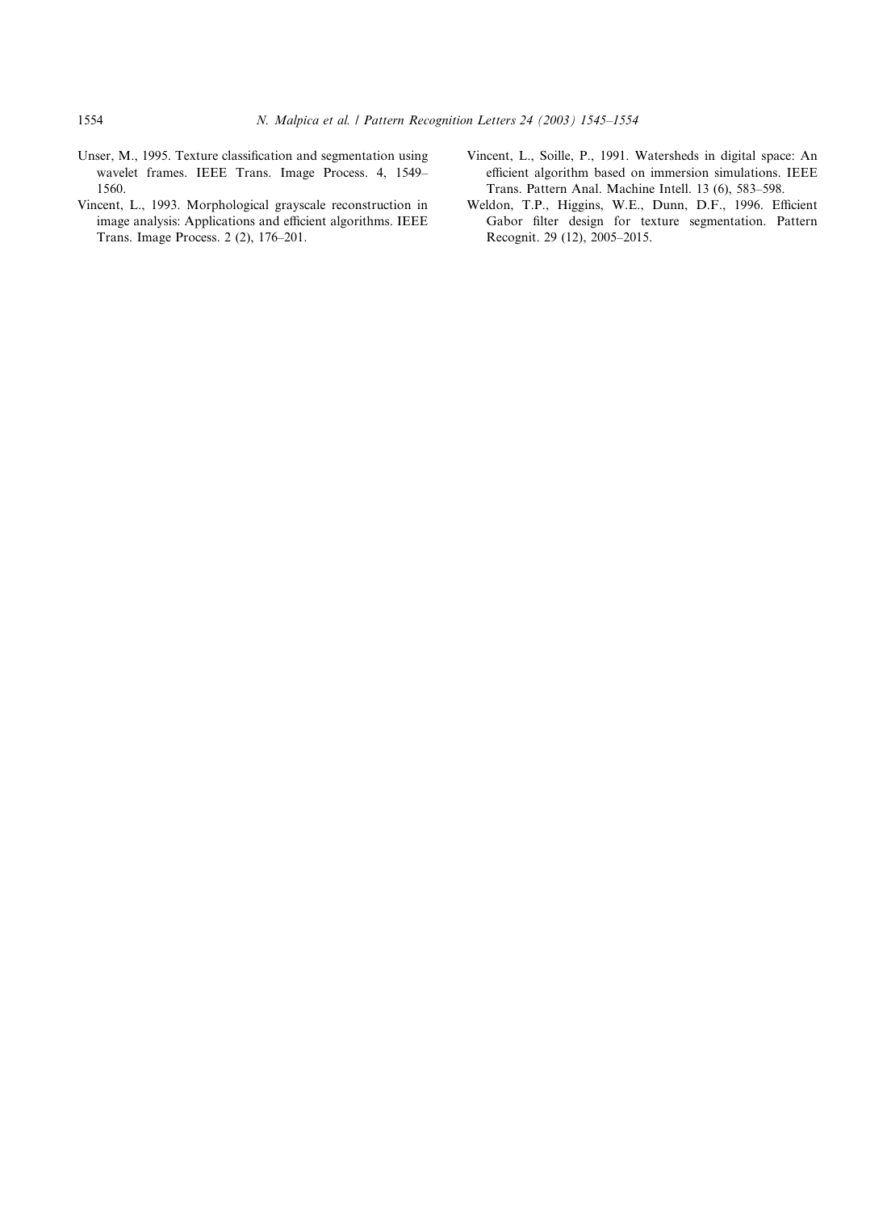Unser, M., 1995. Texture classification and segmentation using wavelet frames. IEEE Trans. Image Process. 4, 1549–1560.

Vincent, L., 1993. Morphological grayscale reconstruction in image analysis: Applications and efficient algorithms. IEEE Trans. Image Process. 2 (2), 176–201.

Vincent, L., Soille, P., 1991. Watersheds in digital space: An efficient algorithm based on immersion simulations. IEEE Trans. Pattern Anal. Machine Intell. 13 (6), 583–598.

Weldon, T.P., Higgins, W.E., Dunn, D.F., 1996. Efficient Gabor filter design for texture segmentation. Pattern Recognit. 29 (12), 2005–2015.